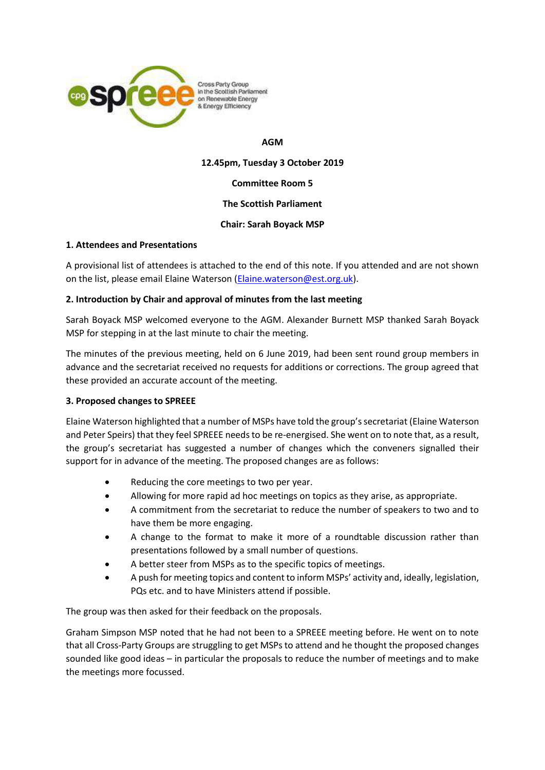**AGM**

**12.45pm, Tuesday 3 October 2019**

**Committee Room 5**

**The Scottish Parliament**

**Chair: Sarah Boyack MSP**

**1. Attendees and Presentations**

A provisional list of attendees is attached to the end of this note. If you attended and are not shown on the list, please email Elaine Waterson (Elaine.waterson@est.org.uk).

**2. Introduction by Chair and approval of minutes from the last meeting**

Sarah Boyack MSP welcomed everyone to the AGM. Alexander Burnett MSP thanked Sarah Boyack MSP for stepping in at the last minute to chair the meeting.

The minutes of the previous meeting, held on 6 June 2019, had been sent round group members in advance and the secretariat received no requests for additions or corrections. The group agreed that these provided an accurate account of the meeting.

**3. Proposed changes to SPREEE**

Elaine Waterson highlighted that a number of MSPs have told the group's secretariat (Elaine Waterson and Peter Speirs) that they feel SPREEE needs to be re-energised. She went on to note that, as a result, the group's secretariat has suggested a number of changes which the conveners signalled their support for in advance of the meeting. The proposed changes are as follows:

- Reducing the core meetings to two per year.
- Allowing for more rapid ad hoc meetings on topics as they arise, as appropriate.
- A commitment from the secretariat to reduce the number of speakers to two and to have them be more engaging.
- A change to the format to make it more of a roundtable discussion rather than presentations followed by a small number of questions.
- A better steer from MSPs as to the specific topics of meetings.
- A push for meeting topics and content to inform MSPs' activity and, ideally, legislation, PQs etc. and to have Ministers attend if possible.

The group was then asked for their feedback on the proposals.

Graham Simpson MSP noted that he had not been to a SPREEE meeting before. He went on to note that all Cross-Party Groups are struggling to get MSPs to attend and he thought the proposed changes sounded like good ideas – in particular the proposals to reduce the number of meetings and to make the meetings more focussed.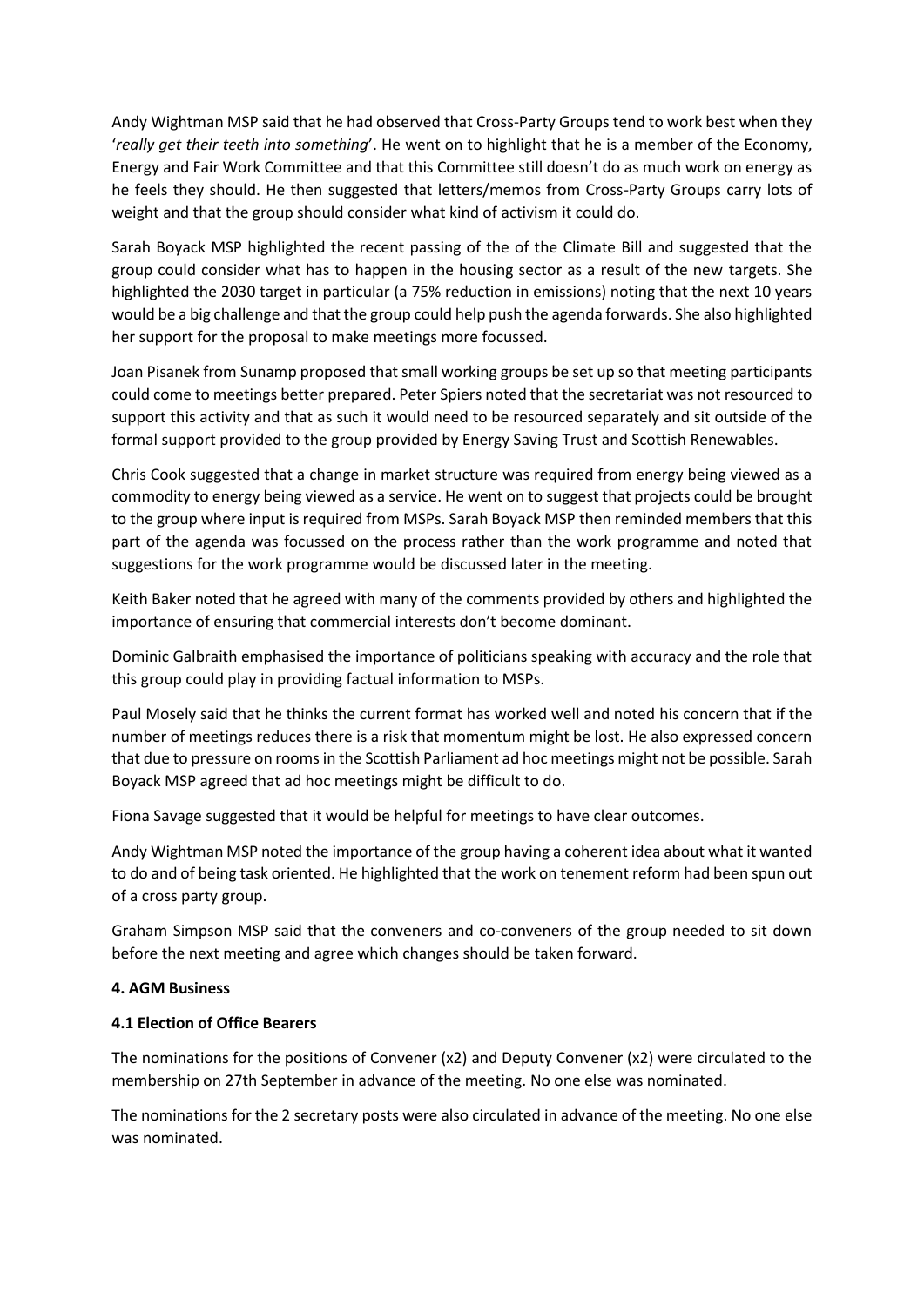Andy Wightman MSP said that he had observed that Cross-Party Groups tend to work best when they '*really get their teeth into something*'. He went on to highlight that he is a member of the Economy, Energy and Fair Work Committee and that this Committee still doesn't do as much work on energy as he feels they should. He then suggested that letters/memos from Cross-Party Groups carry lots of weight and that the group should consider what kind of activism it could do.

Sarah Boyack MSP highlighted the recent passing of the of the Climate Bill and suggested that the group could consider what has to happen in the housing sector as a result of the new targets. She highlighted the 2030 target in particular (a 75% reduction in emissions) noting that the next 10 years would be a big challenge and that the group could help push the agenda forwards. She also highlighted her support for the proposal to make meetings more focussed.

Joan Pisanek from Sunamp proposed that small working groups be set up so that meeting participants could come to meetings better prepared. Peter Spiers noted that the secretariat was not resourced to support this activity and that as such it would need to be resourced separately and sit outside of the formal support provided to the group provided by Energy Saving Trust and Scottish Renewables.

Chris Cook suggested that a change in market structure was required from energy being viewed as a commodity to energy being viewed as a service. He went on to suggest that projects could be brought to the group where input is required from MSPs. Sarah Boyack MSP then reminded members that this part of the agenda was focussed on the process rather than the work programme and noted that suggestions for the work programme would be discussed later in the meeting.

Keith Baker noted that he agreed with many of the comments provided by others and highlighted the importance of ensuring that commercial interests don't become dominant.

Dominic Galbraith emphasised the importance of politicians speaking with accuracy and the role that this group could play in providing factual information to MSPs.

Paul Mosely said that he thinks the current format has worked well and noted his concern that if the number of meetings reduces there is a risk that momentum might be lost. He also expressed concern that due to pressure on rooms in the Scottish Parliament ad hoc meetings might not be possible. Sarah Boyack MSP agreed that ad hoc meetings might be difficult to do.

Fiona Savage suggested that it would be helpful for meetings to have clear outcomes.

Andy Wightman MSP noted the importance of the group having a coherent idea about what it wanted to do and of being task oriented. He highlighted that the work on tenement reform had been spun out of a cross party group.

Graham Simpson MSP said that the conveners and co-conveners of the group needed to sit down before the next meeting and agree which changes should be taken forward.

**4. AGM Business**

**4.1 Election of Office Bearers**

The nominations for the positions of Convener (x2) and Deputy Convener (x2) were circulated to the membership on 27th September in advance of the meeting. No one else was nominated.

The nominations for the 2 secretary posts were also circulated in advance of the meeting. No one else was nominated.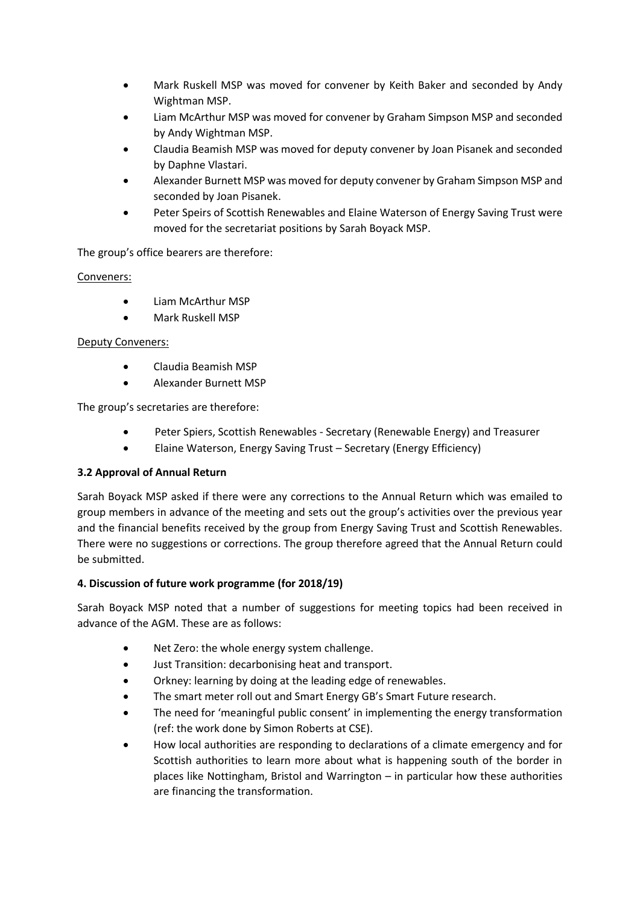- Mark Ruskell MSP was moved for convener by Keith Baker and seconded by Andy Wightman MSP.
- Liam McArthur MSP was moved for convener by Graham Simpson MSP and seconded by Andy Wightman MSP.
- Claudia Beamish MSP was moved for deputy convener by Joan Pisanek and seconded by Daphne Vlastari.
- Alexander Burnett MSP was moved for deputy convener by Graham Simpson MSP and seconded by Joan Pisanek.
- Peter Speirs of Scottish Renewables and Elaine Waterson of Energy Saving Trust were moved for the secretariat positions by Sarah Boyack MSP.

The group's office bearers are therefore:

Conveners:

- Liam McArthur MSP
- Mark Ruskell MSP

Deputy Conveners:

- Claudia Beamish MSP
- Alexander Burnett MSP

The group's secretaries are therefore:

- Peter Spiers, Scottish Renewables - Secretary (Renewable Energy) and Treasurer
- Elaine Waterson, Energy Saving Trust – Secretary (Energy Efficiency)

**3.2 Approval of Annual Return**

Sarah Boyack MSP asked if there were any corrections to the Annual Return which was emailed to group members in advance of the meeting and sets out the group's activities over the previous year and the financial benefits received by the group from Energy Saving Trust and Scottish Renewables. There were no suggestions or corrections. The group therefore agreed that the Annual Return could be submitted.

**4. Discussion of future work programme (for 2018/19)**

Sarah Boyack MSP noted that a number of suggestions for meeting topics had been received in advance of the AGM. These are as follows:

- Net Zero: the whole energy system challenge.
- Just Transition: decarbonising heat and transport.
- Orkney: learning by doing at the leading edge of renewables.
- The smart meter roll out and Smart Energy GB's Smart Future research.
- The need for 'meaningful public consent' in implementing the energy transformation (ref: the work done by Simon Roberts at CSE).
- How local authorities are responding to declarations of a climate emergency and for Scottish authorities to learn more about what is happening south of the border in places like Nottingham, Bristol and Warrington – in particular how these authorities are financing the transformation.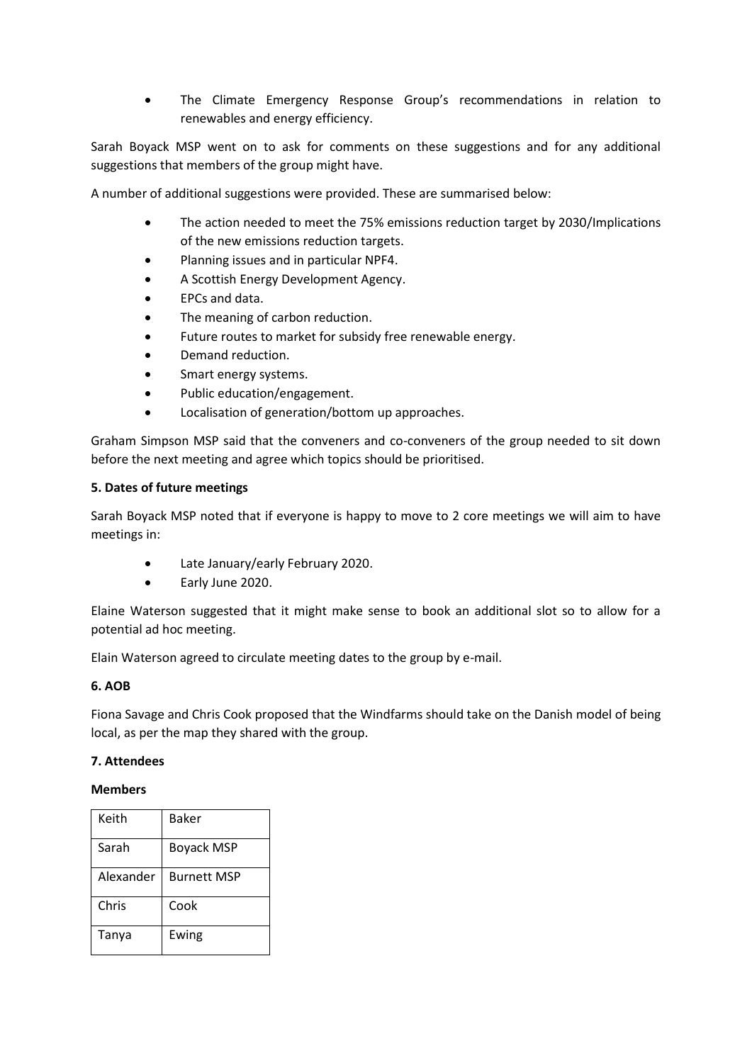- The Climate Emergency Response Group's recommendations in relation to renewables and energy efficiency.

Sarah Boyack MSP went on to ask for comments on these suggestions and for any additional suggestions that members of the group might have.

A number of additional suggestions were provided. These are summarised below:

- The action needed to meet the 75% emissions reduction target by 2030/Implications of the new emissions reduction targets.
- Planning issues and in particular NPF4.
- A Scottish Energy Development Agency.
- EPCs and data.
- The meaning of carbon reduction.
- Future routes to market for subsidy free renewable energy.
- Demand reduction.
- Smart energy systems.
- Public education/engagement.
- Localisation of generation/bottom up approaches.

Graham Simpson MSP said that the conveners and co-conveners of the group needed to sit down before the next meeting and agree which topics should be prioritised.

**5. Dates of future meetings**

Sarah Boyack MSP noted that if everyone is happy to move to 2 core meetings we will aim to have meetings in:

- Late January/early February 2020.
- Early June 2020.

Elaine Waterson suggested that it might make sense to book an additional slot so to allow for a potential ad hoc meeting.

Elain Waterson agreed to circulate meeting dates to the group by e-mail.

**6. AOB**

Fiona Savage and Chris Cook proposed that the Windfarms should take on the Danish model of being local, as per the map they shared with the group.

**7. Attendees**

**Members**

| | |
|---|---|
| Keith | Baker |
| Sarah | Boyack MSP |
| Alexander | Burnett MSP |
| Chris | Cook |
| Tanya | Ewing |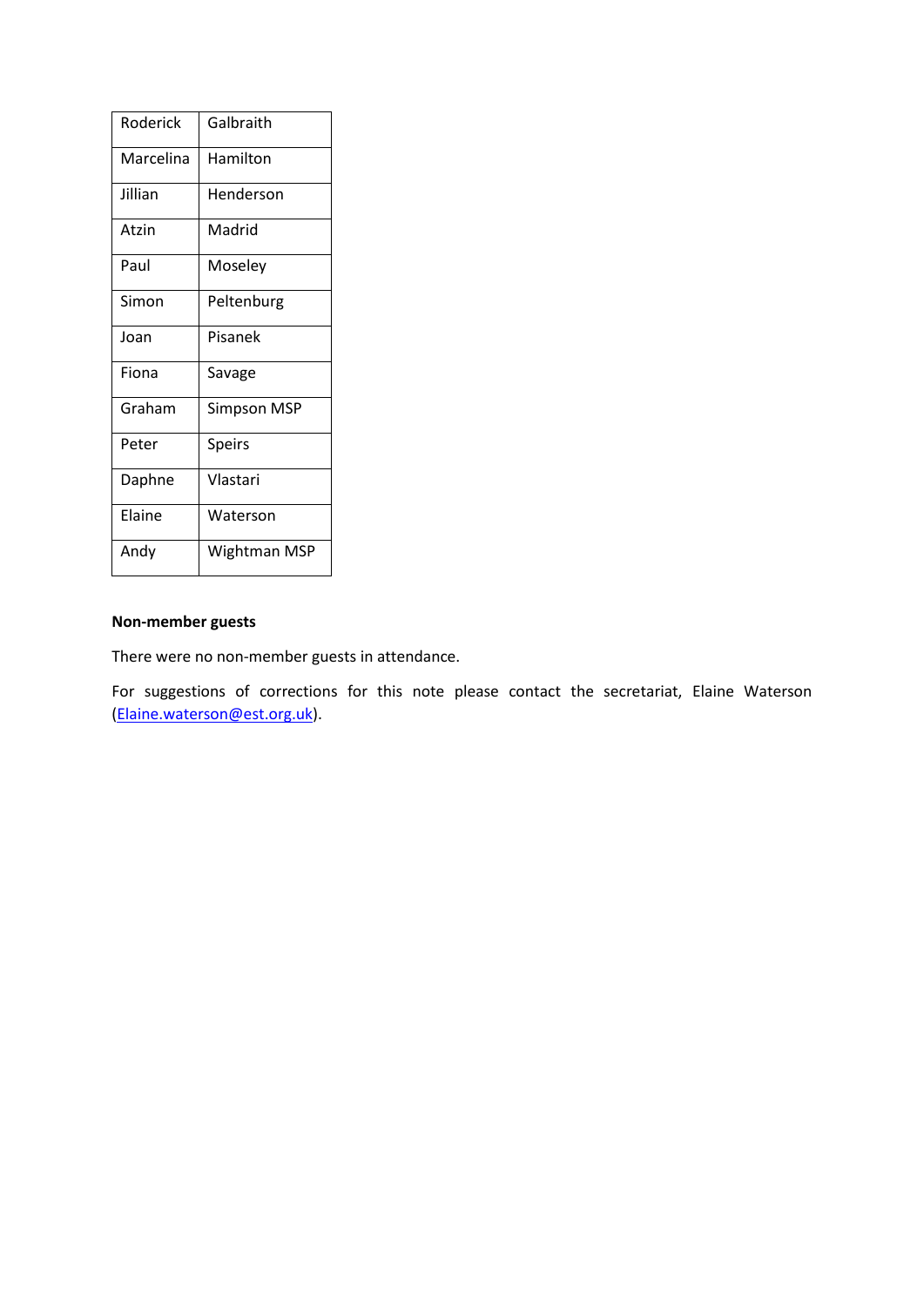| | |
|---|---|
| Roderick | Galbraith |
| Marcelina | Hamilton |
| Jillian | Henderson |
| Atzin | Madrid |
| Paul | Moseley |
| Simon | Peltenburg |
| Joan | Pisanek |
| Fiona | Savage |
| Graham | Simpson MSP |
| Peter | Speirs |
| Daphne | Vlastari |
| Elaine | Waterson |
| Andy | Wightman MSP |

**Non-member guests**

There were no non-member guests in attendance.

For suggestions of corrections for this note please contact the secretariat, Elaine Waterson (Elaine.waterson@est.org.uk).